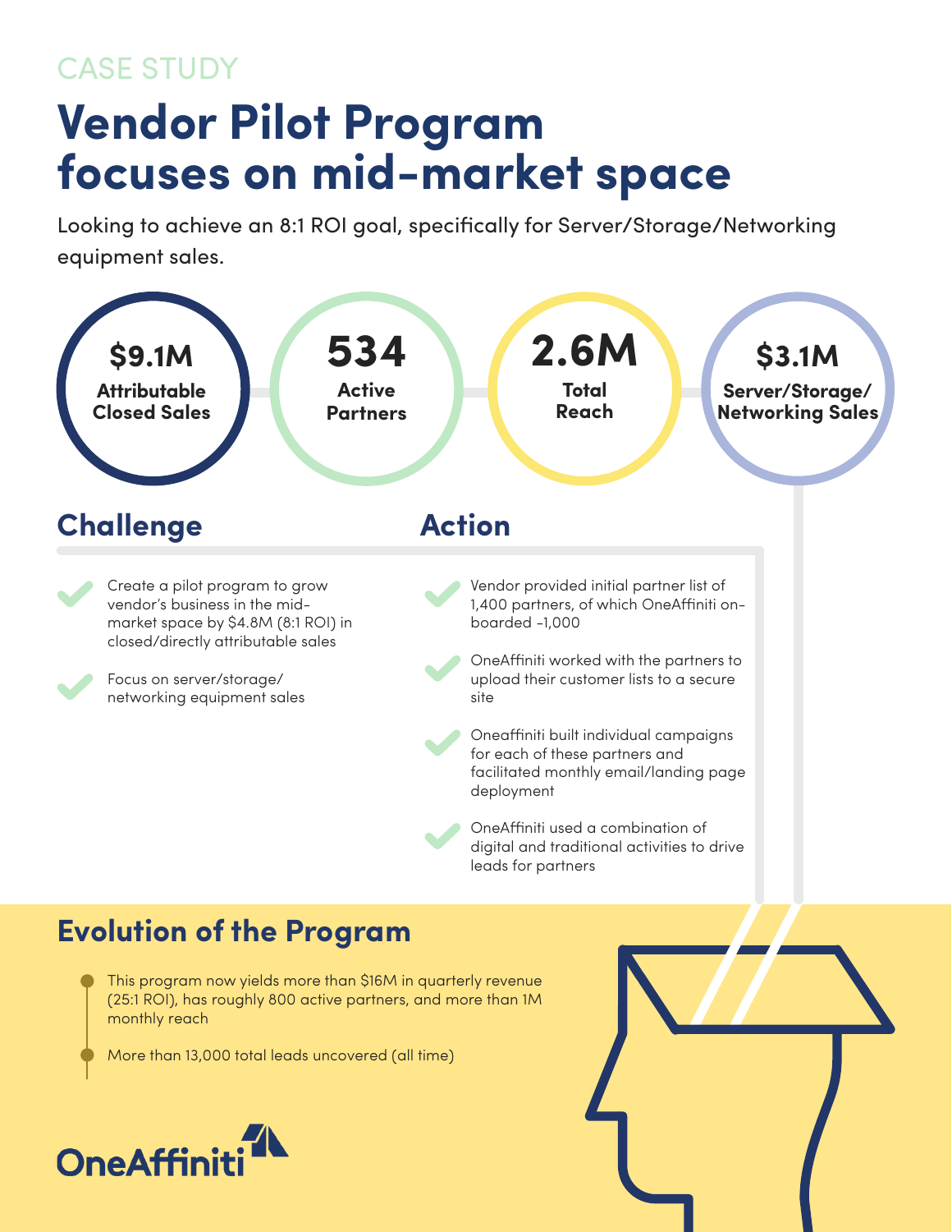CASE STUDY

# Vendor Pilot Program focuses on mid-market space

Looking to achieve an 8:1 ROI goal, specifically for Server/Storage/Networking equipment sales.

**$9.1M** Attributable Closed Sales

**534** Active Partners

**2.6M** Total Reach

**$3.1M** Server/Storage/ Networking Sales

## Challenge

- Create a pilot program to grow vendor's business in the mid-market space by $4.8M (8:1 ROI) in closed/directly attributable sales
- Focus on server/storage/ networking equipment sales

## Action

- Vendor provided initial partner list of 1,400 partners, of which OneAffiniti on-boarded ~1,000
- OneAffiniti worked with the partners to upload their customer lists to a secure site
- Oneaffiniti built individual campaigns for each of these partners and facilitated monthly email/landing page deployment
- OneAffiniti used a combination of digital and traditional activities to drive leads for partners

## Evolution of the Program

- This program now yields more than $16M in quarterly revenue (25:1 ROI), has roughly 800 active partners, and more than 1M monthly reach
- More than 13,000 total leads uncovered (all time)

OneAffiniti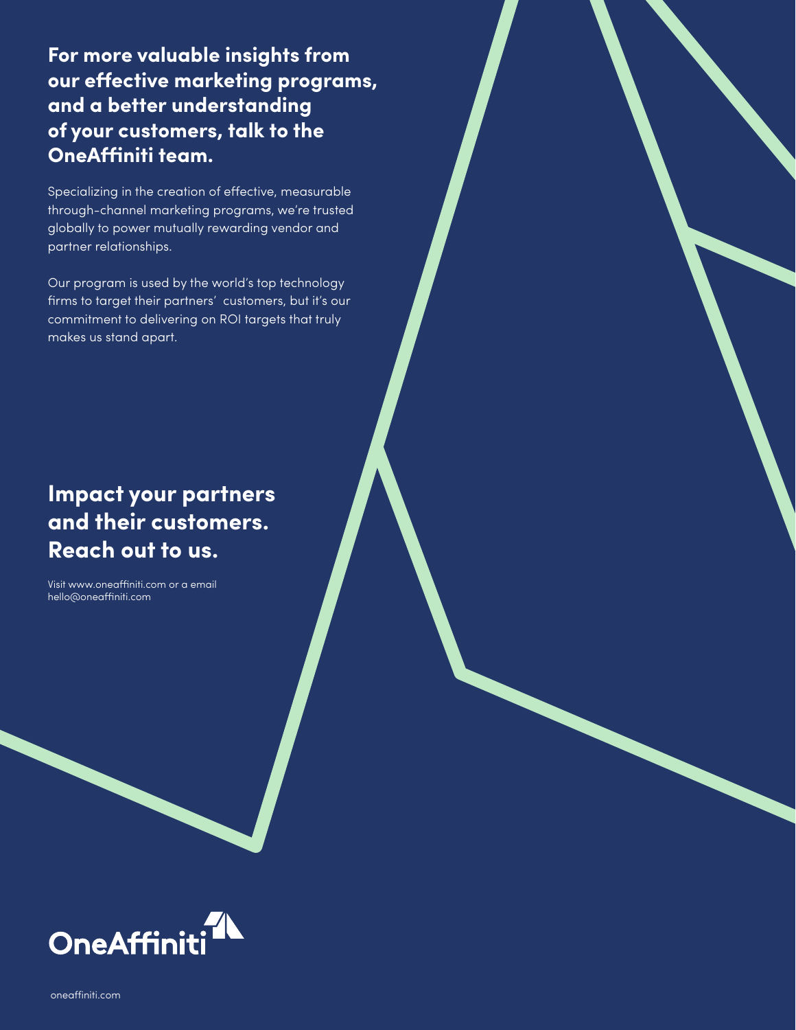## For more valuable insights from our effective marketing programs, and a better understanding of your customers, talk to the OneAffiniti team.

Specializing in the creation of effective, measurable through-channel marketing programs, we're trusted globally to power mutually rewarding vendor and partner relationships.

Our program is used by the world's top technology firms to target their partners' customers, but it's our commitment to delivering on ROI targets that truly makes us stand apart.

## Impact your partners and their customers. Reach out to us.

Visit www.oneaffiniti.com or a email hello@oneaffiniti.com

OneAffiniti

oneaffiniti.com